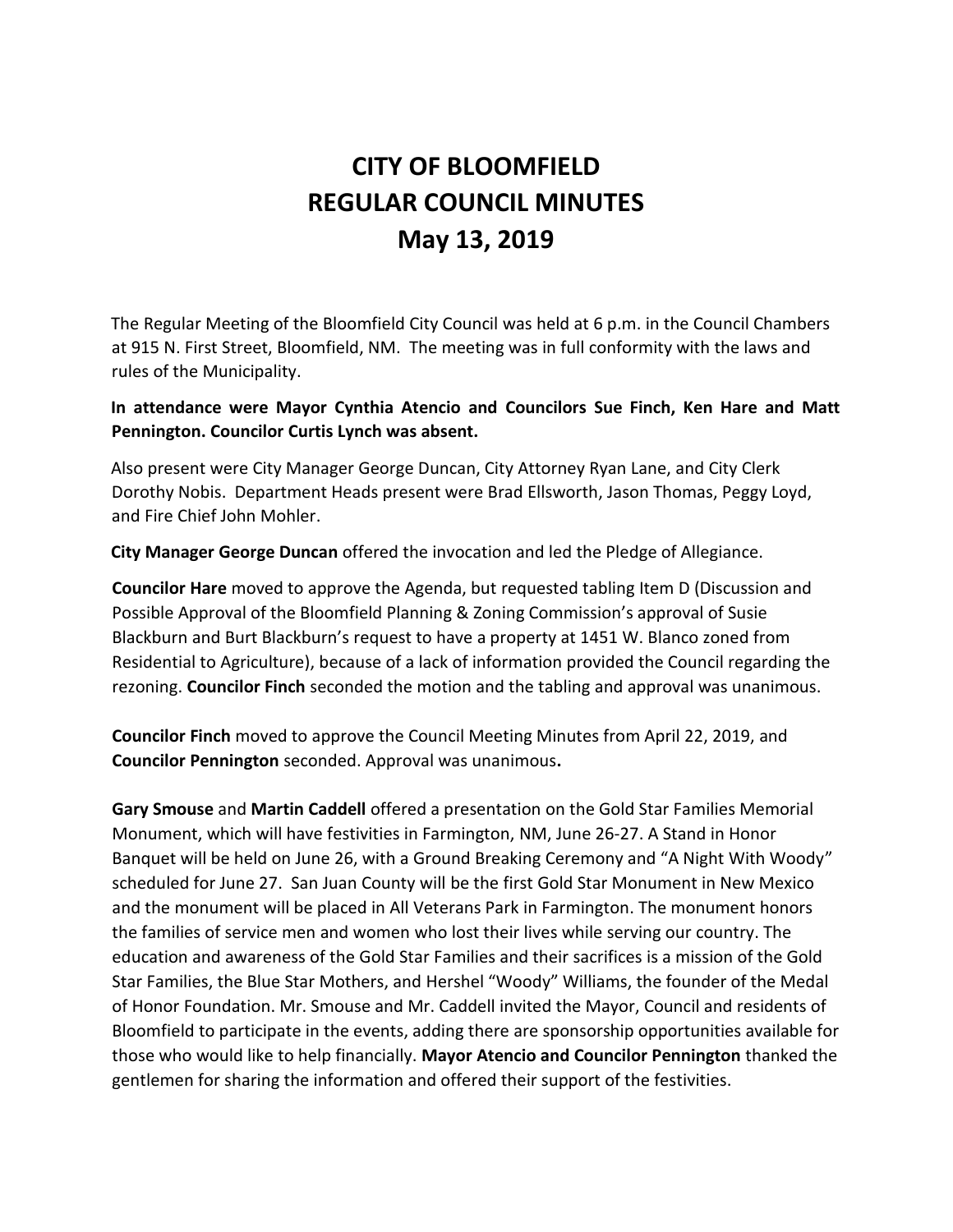# CITY OF BLOOMFIELD
# REGULAR COUNCIL MINUTES
# May 13, 2019

The Regular Meeting of the Bloomfield City Council was held at 6 p.m. in the Council Chambers at 915 N. First Street, Bloomfield, NM. The meeting was in full conformity with the laws and rules of the Municipality.

**In attendance were Mayor Cynthia Atencio and Councilors Sue Finch, Ken Hare and Matt Pennington. Councilor Curtis Lynch was absent.**

Also present were City Manager George Duncan, City Attorney Ryan Lane, and City Clerk Dorothy Nobis. Department Heads present were Brad Ellsworth, Jason Thomas, Peggy Loyd, and Fire Chief John Mohler.

**City Manager George Duncan** offered the invocation and led the Pledge of Allegiance.

**Councilor Hare** moved to approve the Agenda, but requested tabling Item D (Discussion and Possible Approval of the Bloomfield Planning & Zoning Commission's approval of Susie Blackburn and Burt Blackburn's request to have a property at 1451 W. Blanco zoned from Residential to Agriculture), because of a lack of information provided the Council regarding the rezoning. **Councilor Finch** seconded the motion and the tabling and approval was unanimous.

**Councilor Finch** moved to approve the Council Meeting Minutes from April 22, 2019, and **Councilor Pennington** seconded. Approval was unanimous**.**

**Gary Smouse** and **Martin Caddell** offered a presentation on the Gold Star Families Memorial Monument, which will have festivities in Farmington, NM, June 26-27. A Stand in Honor Banquet will be held on June 26, with a Ground Breaking Ceremony and "A Night With Woody" scheduled for June 27. San Juan County will be the first Gold Star Monument in New Mexico and the monument will be placed in All Veterans Park in Farmington. The monument honors the families of service men and women who lost their lives while serving our country. The education and awareness of the Gold Star Families and their sacrifices is a mission of the Gold Star Families, the Blue Star Mothers, and Hershel "Woody" Williams, the founder of the Medal of Honor Foundation. Mr. Smouse and Mr. Caddell invited the Mayor, Council and residents of Bloomfield to participate in the events, adding there are sponsorship opportunities available for those who would like to help financially. **Mayor Atencio and Councilor Pennington** thanked the gentlemen for sharing the information and offered their support of the festivities.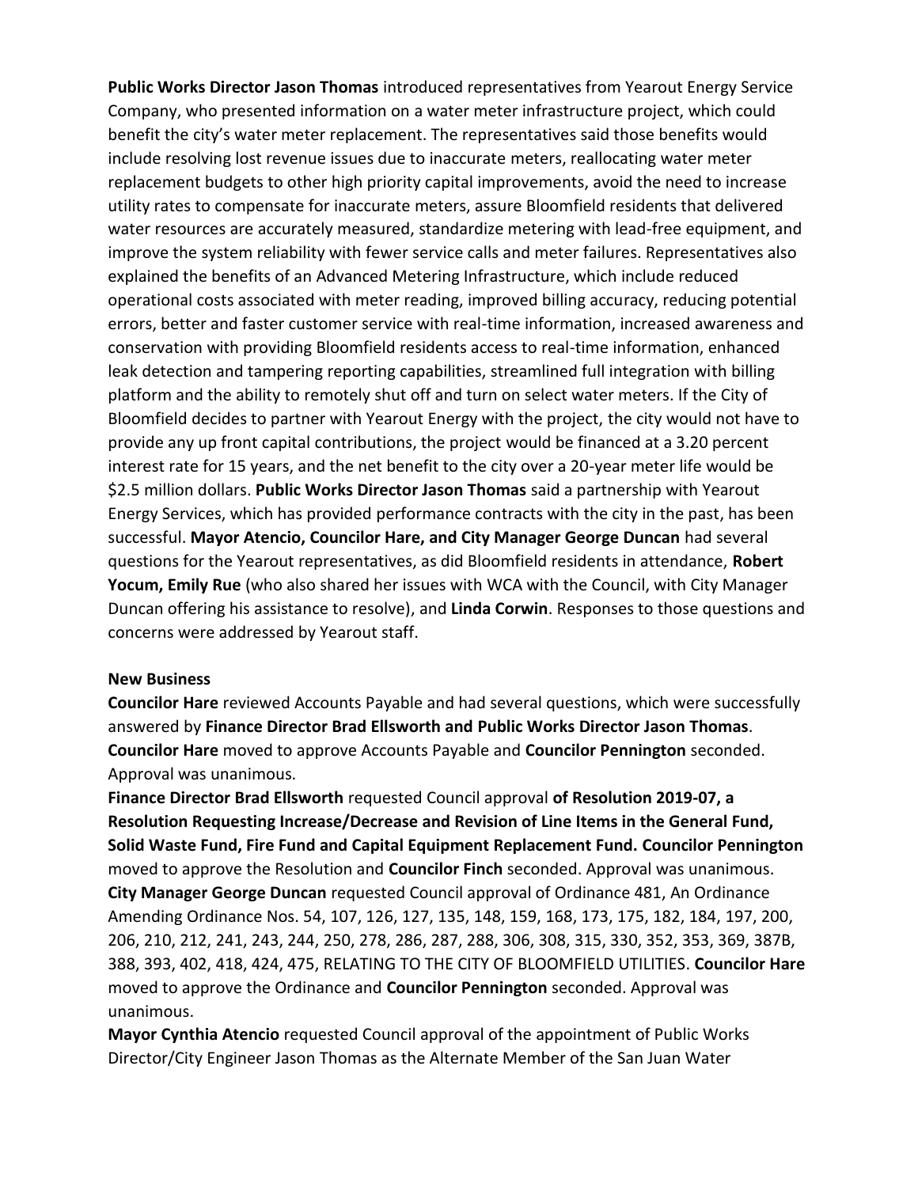**Public Works Director Jason Thomas** introduced representatives from Yearout Energy Service Company, who presented information on a water meter infrastructure project, which could benefit the city's water meter replacement. The representatives said those benefits would include resolving lost revenue issues due to inaccurate meters, reallocating water meter replacement budgets to other high priority capital improvements, avoid the need to increase utility rates to compensate for inaccurate meters, assure Bloomfield residents that delivered water resources are accurately measured, standardize metering with lead-free equipment, and improve the system reliability with fewer service calls and meter failures. Representatives also explained the benefits of an Advanced Metering Infrastructure, which include reduced operational costs associated with meter reading, improved billing accuracy, reducing potential errors, better and faster customer service with real-time information, increased awareness and conservation with providing Bloomfield residents access to real-time information, enhanced leak detection and tampering reporting capabilities, streamlined full integration with billing platform and the ability to remotely shut off and turn on select water meters. If the City of Bloomfield decides to partner with Yearout Energy with the project, the city would not have to provide any up front capital contributions, the project would be financed at a 3.20 percent interest rate for 15 years, and the net benefit to the city over a 20-year meter life would be $2.5 million dollars. **Public Works Director Jason Thomas** said a partnership with Yearout Energy Services, which has provided performance contracts with the city in the past, has been successful. **Mayor Atencio, Councilor Hare, and City Manager George Duncan** had several questions for the Yearout representatives, as did Bloomfield residents in attendance, **Robert Yocum, Emily Rue** (who also shared her issues with WCA with the Council, with City Manager Duncan offering his assistance to resolve), and **Linda Corwin**. Responses to those questions and concerns were addressed by Yearout staff.

**New Business**

**Councilor Hare** reviewed Accounts Payable and had several questions, which were successfully answered by **Finance Director Brad Ellsworth and Public Works Director Jason Thomas**. **Councilor Hare** moved to approve Accounts Payable and **Councilor Pennington** seconded. Approval was unanimous.

**Finance Director Brad Ellsworth** requested Council approval **of Resolution 2019-07, a Resolution Requesting Increase/Decrease and Revision of Line Items in the General Fund, Solid Waste Fund, Fire Fund and Capital Equipment Replacement Fund. Councilor Pennington** moved to approve the Resolution and **Councilor Finch** seconded. Approval was unanimous.

**City Manager George Duncan** requested Council approval of Ordinance 481, An Ordinance Amending Ordinance Nos. 54, 107, 126, 127, 135, 148, 159, 168, 173, 175, 182, 184, 197, 200, 206, 210, 212, 241, 243, 244, 250, 278, 286, 287, 288, 306, 308, 315, 330, 352, 353, 369, 387B, 388, 393, 402, 418, 424, 475, RELATING TO THE CITY OF BLOOMFIELD UTILITIES. **Councilor Hare** moved to approve the Ordinance and **Councilor Pennington** seconded. Approval was unanimous.

**Mayor Cynthia Atencio** requested Council approval of the appointment of Public Works Director/City Engineer Jason Thomas as the Alternate Member of the San Juan Water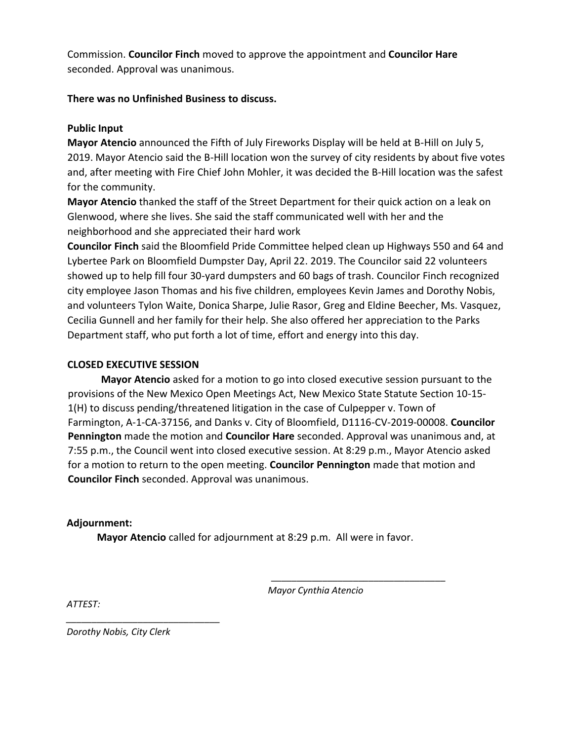Commission. **Councilor Finch** moved to approve the appointment and **Councilor Hare** seconded. Approval was unanimous.

**There was no Unfinished Business to discuss.**

**Public Input**

**Mayor Atencio** announced the Fifth of July Fireworks Display will be held at B-Hill on July 5, 2019. Mayor Atencio said the B-Hill location won the survey of city residents by about five votes and, after meeting with Fire Chief John Mohler, it was decided the B-Hill location was the safest for the community.

**Mayor Atencio** thanked the staff of the Street Department for their quick action on a leak on Glenwood, where she lives. She said the staff communicated well with her and the neighborhood and she appreciated their hard work

**Councilor Finch** said the Bloomfield Pride Committee helped clean up Highways 550 and 64 and Lybertee Park on Bloomfield Dumpster Day, April 22. 2019. The Councilor said 22 volunteers showed up to help fill four 30-yard dumpsters and 60 bags of trash. Councilor Finch recognized city employee Jason Thomas and his five children, employees Kevin James and Dorothy Nobis, and volunteers Tylon Waite, Donica Sharpe, Julie Rasor, Greg and Eldine Beecher, Ms. Vasquez, Cecilia Gunnell and her family for their help. She also offered her appreciation to the Parks Department staff, who put forth a lot of time, effort and energy into this day.

**CLOSED EXECUTIVE SESSION**

**Mayor Atencio** asked for a motion to go into closed executive session pursuant to the provisions of the New Mexico Open Meetings Act, New Mexico State Statute Section 10-15-1(H) to discuss pending/threatened litigation in the case of Culpepper v. Town of Farmington, A-1-CA-37156, and Danks v. City of Bloomfield, D1116-CV-2019-00008. **Councilor Pennington** made the motion and **Councilor Hare** seconded. Approval was unanimous and, at 7:55 p.m., the Council went into closed executive session. At 8:29 p.m., Mayor Atencio asked for a motion to return to the open meeting. **Councilor Pennington** made that motion and **Councilor Finch** seconded. Approval was unanimous.

**Adjournment:**

**Mayor Atencio** called for adjournment at 8:29 p.m. All were in favor.

_________________________________

*Mayor Cynthia Atencio*

*ATTEST:*

_____________________________

*Dorothy Nobis, City Clerk*